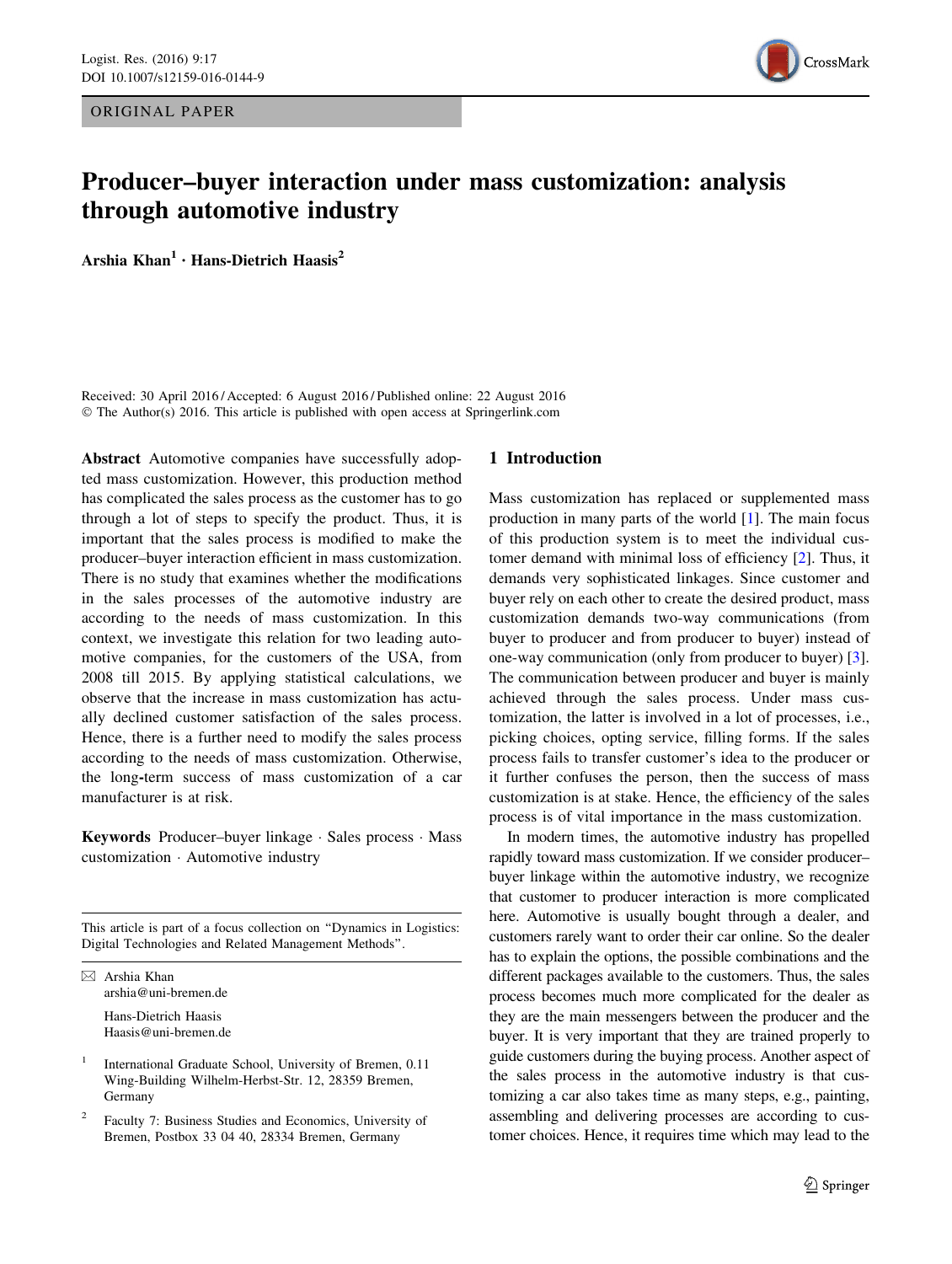ORIGINAL PAPER

# Producer–buyer interaction under mass customization: analysis through automotive industry

**Arshia Khan[1] · Hans-Dietrich Haasis[2]**

Received: 30 April 2016 / Accepted: 6 August 2016 / Published online: 22 August 2016
© The Author(s) 2016. This article is published with open access at Springerlink.com

**Abstract** Automotive companies have successfully adopted mass customization. However, this production method has complicated the sales process as the customer has to go through a lot of steps to specify the product. Thus, it is important that the sales process is modified to make the producer–buyer interaction efficient in mass customization. There is no study that examines whether the modifications in the sales processes of the automotive industry are according to the needs of mass customization. In this context, we investigate this relation for two leading automotive companies, for the customers of the USA, from 2008 till 2015. By applying statistical calculations, we observe that the increase in mass customization has actually declined customer satisfaction of the sales process. Hence, there is a further need to modify the sales process according to the needs of mass customization. Otherwise, the long-term success of mass customization of a car manufacturer is at risk.

**Keywords** Producer–buyer linkage · Sales process · Mass customization · Automotive industry

This article is part of a focus collection on "Dynamics in Logistics: Digital Technologies and Related Management Methods".

✉ Arshia Khan
arshia@uni-bremen.de

Hans-Dietrich Haasis
Haasis@uni-bremen.de

[1] International Graduate School, University of Bremen, 0.11 Wing-Building Wilhelm-Herbst-Str. 12, 28359 Bremen, Germany

[2] Faculty 7: Business Studies and Economics, University of Bremen, Postbox 33 04 40, 28334 Bremen, Germany

## 1 Introduction

Mass customization has replaced or supplemented mass production in many parts of the world [1]. The main focus of this production system is to meet the individual customer demand with minimal loss of efficiency [2]. Thus, it demands very sophisticated linkages. Since customer and buyer rely on each other to create the desired product, mass customization demands two-way communications (from buyer to producer and from producer to buyer) instead of one-way communication (only from producer to buyer) [3]. The communication between producer and buyer is mainly achieved through the sales process. Under mass customization, the latter is involved in a lot of processes, i.e., picking choices, opting service, filling forms. If the sales process fails to transfer customer's idea to the producer or it further confuses the person, then the success of mass customization is at stake. Hence, the efficiency of the sales process is of vital importance in the mass customization.

In modern times, the automotive industry has propelled rapidly toward mass customization. If we consider producer–buyer linkage within the automotive industry, we recognize that customer to producer interaction is more complicated here. Automotive is usually bought through a dealer, and customers rarely want to order their car online. So the dealer has to explain the options, the possible combinations and the different packages available to the customers. Thus, the sales process becomes much more complicated for the dealer as they are the main messengers between the producer and the buyer. It is very important that they are trained properly to guide customers during the buying process. Another aspect of the sales process in the automotive industry is that customizing a car also takes time as many steps, e.g., painting, assembling and delivering processes are according to customer choices. Hence, it requires time which may lead to the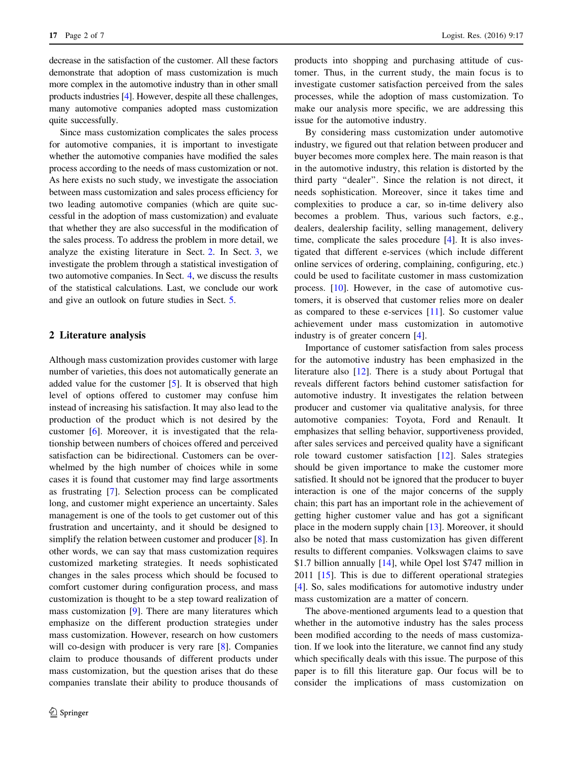decrease in the satisfaction of the customer. All these factors demonstrate that adoption of mass customization is much more complex in the automotive industry than in other small products industries [4]. However, despite all these challenges, many automotive companies adopted mass customization quite successfully.

Since mass customization complicates the sales process for automotive companies, it is important to investigate whether the automotive companies have modified the sales process according to the needs of mass customization or not. As here exists no such study, we investigate the association between mass customization and sales process efficiency for two leading automotive companies (which are quite successful in the adoption of mass customization) and evaluate that whether they are also successful in the modification of the sales process. To address the problem in more detail, we analyze the existing literature in Sect. 2. In Sect. 3, we investigate the problem through a statistical investigation of two automotive companies. In Sect. 4, we discuss the results of the statistical calculations. Last, we conclude our work and give an outlook on future studies in Sect. 5.

## 2 Literature analysis

Although mass customization provides customer with large number of varieties, this does not automatically generate an added value for the customer [5]. It is observed that high level of options offered to customer may confuse him instead of increasing his satisfaction. It may also lead to the production of the product which is not desired by the customer [6]. Moreover, it is investigated that the relationship between numbers of choices offered and perceived satisfaction can be bidirectional. Customers can be overwhelmed by the high number of choices while in some cases it is found that customer may find large assortments as frustrating [7]. Selection process can be complicated long, and customer might experience an uncertainty. Sales management is one of the tools to get customer out of this frustration and uncertainty, and it should be designed to simplify the relation between customer and producer [8]. In other words, we can say that mass customization requires customized marketing strategies. It needs sophisticated changes in the sales process which should be focused to comfort customer during configuration process, and mass customization is thought to be a step toward realization of mass customization [9]. There are many literatures which emphasize on the different production strategies under mass customization. However, research on how customers will co-design with producer is very rare [8]. Companies claim to produce thousands of different products under mass customization, but the question arises that do these companies translate their ability to produce thousands of products into shopping and purchasing attitude of customer. Thus, in the current study, the main focus is to investigate customer satisfaction perceived from the sales processes, while the adoption of mass customization. To make our analysis more specific, we are addressing this issue for the automotive industry.

By considering mass customization under automotive industry, we figured out that relation between producer and buyer becomes more complex here. The main reason is that in the automotive industry, this relation is distorted by the third party "dealer". Since the relation is not direct, it needs sophistication. Moreover, since it takes time and complexities to produce a car, so in-time delivery also becomes a problem. Thus, various such factors, e.g., dealers, dealership facility, selling management, delivery time, complicate the sales procedure [4]. It is also investigated that different e-services (which include different online services of ordering, complaining, configuring, etc.) could be used to facilitate customer in mass customization process. [10]. However, in the case of automotive customers, it is observed that customer relies more on dealer as compared to these e-services [11]. So customer value achievement under mass customization in automotive industry is of greater concern [4].

Importance of customer satisfaction from sales process for the automotive industry has been emphasized in the literature also [12]. There is a study about Portugal that reveals different factors behind customer satisfaction for automotive industry. It investigates the relation between producer and customer via qualitative analysis, for three automotive companies: Toyota, Ford and Renault. It emphasizes that selling behavior, supportiveness provided, after sales services and perceived quality have a significant role toward customer satisfaction [12]. Sales strategies should be given importance to make the customer more satisfied. It should not be ignored that the producer to buyer interaction is one of the major concerns of the supply chain; this part has an important role in the achievement of getting higher customer value and has got a significant place in the modern supply chain [13]. Moreover, it should also be noted that mass customization has given different results to different companies. Volkswagen claims to save $1.7 billion annually [14], while Opel lost $747 million in 2011 [15]. This is due to different operational strategies [4]. So, sales modifications for automotive industry under mass customization are a matter of concern.

The above-mentioned arguments lead to a question that whether in the automotive industry has the sales process been modified according to the needs of mass customization. If we look into the literature, we cannot find any study which specifically deals with this issue. The purpose of this paper is to fill this literature gap. Our focus will be to consider the implications of mass customization on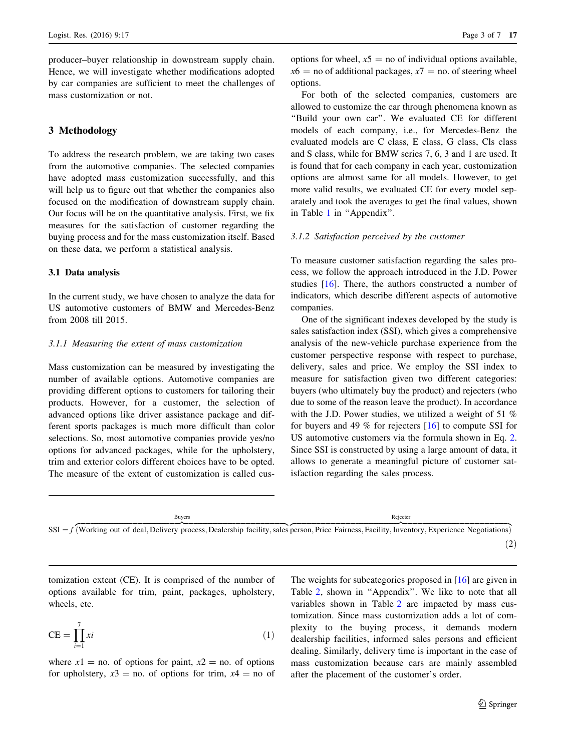producer–buyer relationship in downstream supply chain. Hence, we will investigate whether modifications adopted by car companies are sufficient to meet the challenges of mass customization or not.

## 3 Methodology

To address the research problem, we are taking two cases from the automotive companies. The selected companies have adopted mass customization successfully, and this will help us to figure out that whether the companies also focused on the modification of downstream supply chain. Our focus will be on the quantitative analysis. First, we fix measures for the satisfaction of customer regarding the buying process and for the mass customization itself. Based on these data, we perform a statistical analysis.

### 3.1 Data analysis

In the current study, we have chosen to analyze the data for US automotive customers of BMW and Mercedes-Benz from 2008 till 2015.

#### 3.1.1 Measuring the extent of mass customization

Mass customization can be measured by investigating the number of available options. Automotive companies are providing different options to customers for tailoring their products. However, for a customer, the selection of advanced options like driver assistance package and different sports packages is much more difficult than color selections. So, most automotive companies provide yes/no options for advanced packages, while for the upholstery, trim and exterior colors different choices have to be opted. The measure of the extent of customization is called customization extent (CE). It is comprised of the number of options available for trim, paint, packages, upholstery, wheels, etc.

$$\mathrm{CE} = \prod_{i=1}^{7} xi \tag{1}$$

where $x1$ = no. of options for paint, $x2$ = no. of options for upholstery, $x3$ = no. of options for trim, $x4$ = no of options for wheel, $x5$ = no of individual options available, $x6$ = no of additional packages, $x7$ = no. of steering wheel options.

For both of the selected companies, customers are allowed to customize the car through phenomena known as "Build your own car". We evaluated CE for different models of each company, i.e., for Mercedes-Benz the evaluated models are C class, E class, G class, Cls class and S class, while for BMW series 7, 6, 3 and 1 are used. It is found that for each company in each year, customization options are almost same for all models. However, to get more valid results, we evaluated CE for every model separately and took the averages to get the final values, shown in Table 1 in "Appendix".

#### 3.1.2 Satisfaction perceived by the customer

To measure customer satisfaction regarding the sales process, we follow the approach introduced in the J.D. Power studies [16]. There, the authors constructed a number of indicators, which describe different aspects of automotive companies.

One of the significant indexes developed by the study is sales satisfaction index (SSI), which gives a comprehensive analysis of the new-vehicle purchase experience from the customer perspective response with respect to purchase, delivery, sales and price. We employ the SSI index to measure for satisfaction given two different categories: buyers (who ultimately buy the product) and rejecters (who due to some of the reason leave the product). In accordance with the J.D. Power studies, we utilized a weight of 51 % for buyers and 49 % for rejecters [16] to compute SSI for US automotive customers via the formula shown in Eq. 2. Since SSI is constructed by using a large amount of data, it allows to generate a meaningful picture of customer satisfaction regarding the sales process.

$$\mathrm{SSI} = f\big(\overbrace{\text{Working out of deal, Delivery process, Dealership facility, sales}}^{\text{Buyers}}\ \overbrace{\text{person, Price Fairness, Facility, Inventory, Experience Negotiations}}^{\text{Rejecter}}\big) \tag{2}$$

The weights for subcategories proposed in [16] are given in Table 2, shown in "Appendix". We like to note that all variables shown in Table 2 are impacted by mass customization. Since mass customization adds a lot of complexity to the buying process, it demands modern dealership facilities, informed sales persons and efficient dealing. Similarly, delivery time is important in the case of mass customization because cars are mainly assembled after the placement of the customer's order.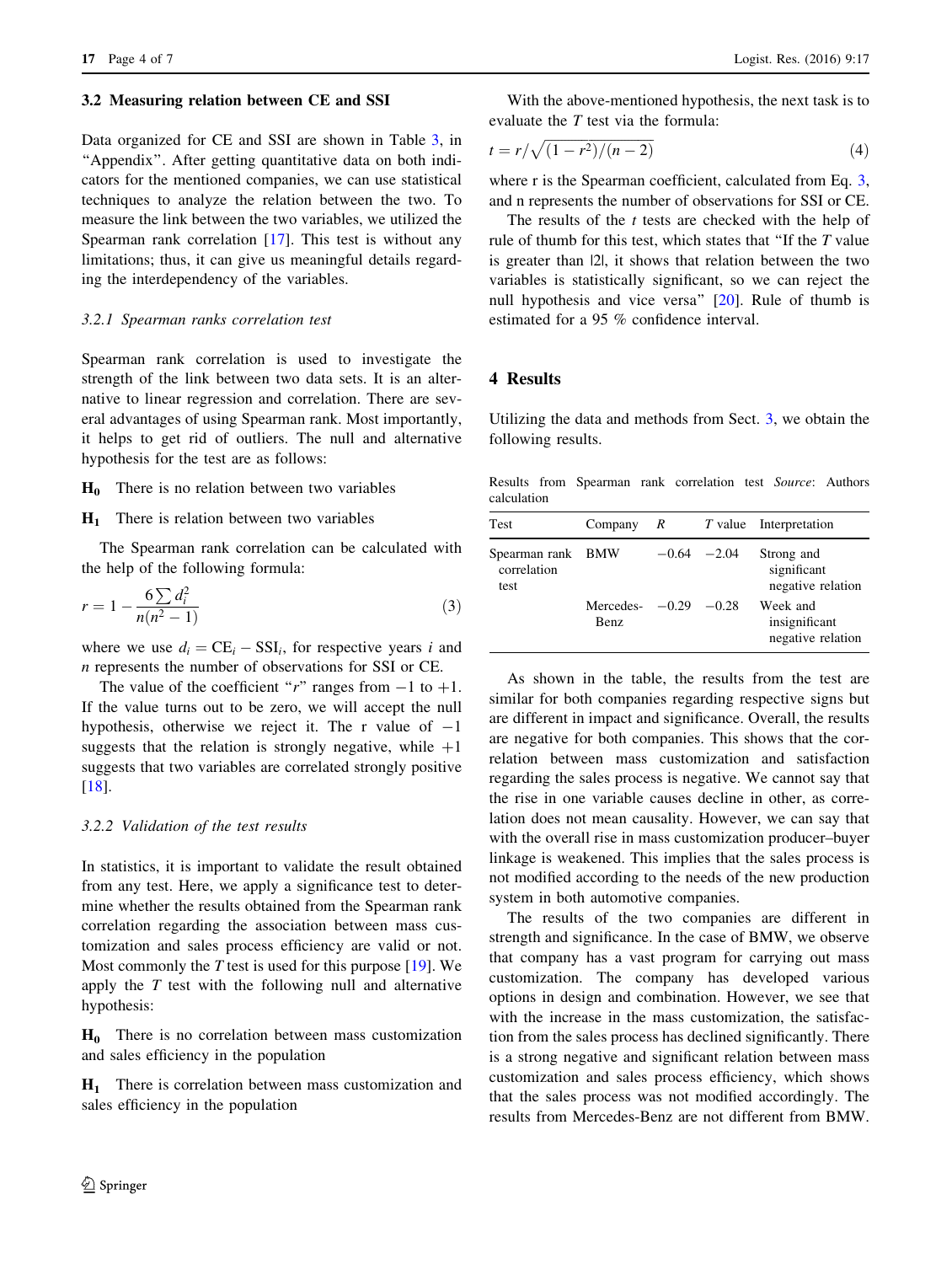### 3.2 Measuring relation between CE and SSI

Data organized for CE and SSI are shown in Table 3, in "Appendix". After getting quantitative data on both indicators for the mentioned companies, we can use statistical techniques to analyze the relation between the two. To measure the link between the two variables, we utilized the Spearman rank correlation [17]. This test is without any limitations; thus, it can give us meaningful details regarding the interdependency of the variables.

#### *3.2.1 Spearman ranks correlation test*

Spearman rank correlation is used to investigate the strength of the link between two data sets. It is an alternative to linear regression and correlation. There are several advantages of using Spearman rank. Most importantly, it helps to get rid of outliers. The null and alternative hypothesis for the test are as follows:

**$H_0$** There is no relation between two variables

**$H_1$** There is relation between two variables

The Spearman rank correlation can be calculated with the help of the following formula:

$$r = 1 - \frac{6\sum d_i^2}{n(n^2 - 1)} \tag{3}$$

where we use $d_i = \mathrm{CE}_i - \mathrm{SSI}_i$, for respective years $i$ and $n$ represents the number of observations for SSI or CE.

The value of the coefficient "$r$" ranges from $-1$ to $+1$. If the value turns out to be zero, we will accept the null hypothesis, otherwise we reject it. The r value of $-1$ suggests that the relation is strongly negative, while $+1$ suggests that two variables are correlated strongly positive [18].

#### *3.2.2 Validation of the test results*

In statistics, it is important to validate the result obtained from any test. Here, we apply a significance test to determine whether the results obtained from the Spearman rank correlation regarding the association between mass customization and sales process efficiency are valid or not. Most commonly the $T$ test is used for this purpose [19]. We apply the $T$ test with the following null and alternative hypothesis:

**$H_0$** There is no correlation between mass customization and sales efficiency in the population

**$H_1$** There is correlation between mass customization and sales efficiency in the population

With the above-mentioned hypothesis, the next task is to evaluate the $T$ test via the formula:

$$t = r/\sqrt{(1 - r^2)/(n - 2)} \tag{4}$$

where r is the Spearman coefficient, calculated from Eq. 3, and n represents the number of observations for SSI or CE.

The results of the $t$ tests are checked with the help of rule of thumb for this test, which states that "If the $T$ value is greater than |2|, it shows that relation between the two variables is statistically significant, so we can reject the null hypothesis and vice versa" [20]. Rule of thumb is estimated for a 95 % confidence interval.

## 4 Results

Utilizing the data and methods from Sect. 3, we obtain the following results.

Results from Spearman rank correlation test *Source*: Authors calculation

| Test | Company | $R$ | $T$ value | Interpretation |
|---|---|---|---|---|
| Spearman rank correlation test | BMW | $-0.64$ | $-2.04$ | Strong and significant negative relation |
| | Mercedes-Benz | $-0.29$ | $-0.28$ | Week and insignificant negative relation |

As shown in the table, the results from the test are similar for both companies regarding respective signs but are different in impact and significance. Overall, the results are negative for both companies. This shows that the correlation between mass customization and satisfaction regarding the sales process is negative. We cannot say that the rise in one variable causes decline in other, as correlation does not mean causality. However, we can say that with the overall rise in mass customization producer–buyer linkage is weakened. This implies that the sales process is not modified according to the needs of the new production system in both automotive companies.

The results of the two companies are different in strength and significance. In the case of BMW, we observe that company has a vast program for carrying out mass customization. The company has developed various options in design and combination. However, we see that with the increase in the mass customization, the satisfaction from the sales process has declined significantly. There is a strong negative and significant relation between mass customization and sales process efficiency, which shows that the sales process was not modified accordingly. The results from Mercedes-Benz are not different from BMW.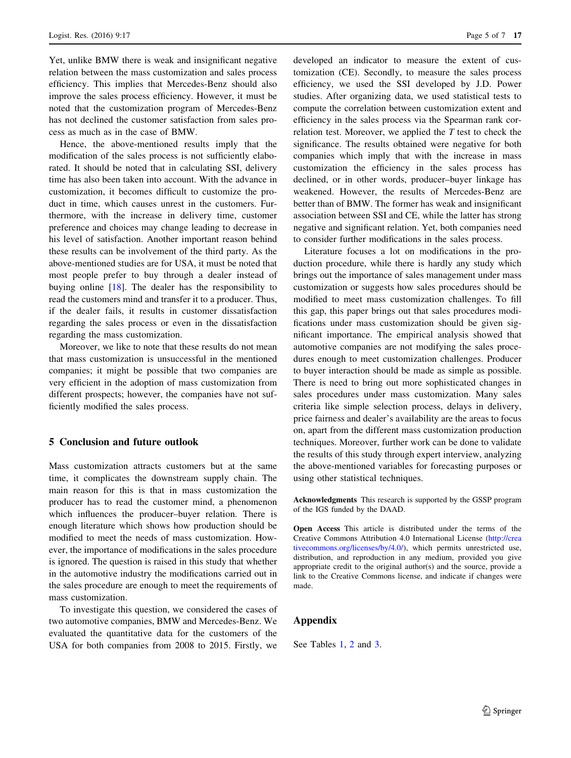Yet, unlike BMW there is weak and insignificant negative relation between the mass customization and sales process efficiency. This implies that Mercedes-Benz should also improve the sales process efficiency. However, it must be noted that the customization program of Mercedes-Benz has not declined the customer satisfaction from sales process as much as in the case of BMW.

Hence, the above-mentioned results imply that the modification of the sales process is not sufficiently elaborated. It should be noted that in calculating SSI, delivery time has also been taken into account. With the advance in customization, it becomes difficult to customize the product in time, which causes unrest in the customers. Furthermore, with the increase in delivery time, customer preference and choices may change leading to decrease in his level of satisfaction. Another important reason behind these results can be involvement of the third party. As the above-mentioned studies are for USA, it must be noted that most people prefer to buy through a dealer instead of buying online [18]. The dealer has the responsibility to read the customers mind and transfer it to a producer. Thus, if the dealer fails, it results in customer dissatisfaction regarding the sales process or even in the dissatisfaction regarding the mass customization.

Moreover, we like to note that these results do not mean that mass customization is unsuccessful in the mentioned companies; it might be possible that two companies are very efficient in the adoption of mass customization from different prospects; however, the companies have not sufficiently modified the sales process.

## 5 Conclusion and future outlook

Mass customization attracts customers but at the same time, it complicates the downstream supply chain. The main reason for this is that in mass customization the producer has to read the customer mind, a phenomenon which influences the producer–buyer relation. There is enough literature which shows how production should be modified to meet the needs of mass customization. However, the importance of modifications in the sales procedure is ignored. The question is raised in this study that whether in the automotive industry the modifications carried out in the sales procedure are enough to meet the requirements of mass customization.

To investigate this question, we considered the cases of two automotive companies, BMW and Mercedes-Benz. We evaluated the quantitative data for the customers of the USA for both companies from 2008 to 2015. Firstly, we developed an indicator to measure the extent of customization (CE). Secondly, to measure the sales process efficiency, we used the SSI developed by J.D. Power studies. After organizing data, we used statistical tests to compute the correlation between customization extent and efficiency in the sales process via the Spearman rank correlation test. Moreover, we applied the $T$ test to check the significance. The results obtained were negative for both companies which imply that with the increase in mass customization the efficiency in the sales process has declined, or in other words, producer–buyer linkage has weakened. However, the results of Mercedes-Benz are better than of BMW. The former has weak and insignificant association between SSI and CE, while the latter has strong negative and significant relation. Yet, both companies need to consider further modifications in the sales process.

Literature focuses a lot on modifications in the production procedure, while there is hardly any study which brings out the importance of sales management under mass customization or suggests how sales procedures should be modified to meet mass customization challenges. To fill this gap, this paper brings out that sales procedures modifications under mass customization should be given significant importance. The empirical analysis showed that automotive companies are not modifying the sales procedures enough to meet customization challenges. Producer to buyer interaction should be made as simple as possible. There is need to bring out more sophisticated changes in sales procedures under mass customization. Many sales criteria like simple selection process, delays in delivery, price fairness and dealer's availability are the areas to focus on, apart from the different mass customization production techniques. Moreover, further work can be done to validate the results of this study through expert interview, analyzing the above-mentioned variables for forecasting purposes or using other statistical techniques.

**Acknowledgments** This research is supported by the GSSP program of the IGS funded by the DAAD.

**Open Access** This article is distributed under the terms of the Creative Commons Attribution 4.0 International License (http://creativecommons.org/licenses/by/4.0/), which permits unrestricted use, distribution, and reproduction in any medium, provided you give appropriate credit to the original author(s) and the source, provide a link to the Creative Commons license, and indicate if changes were made.

## Appendix

See Tables 1, 2 and 3.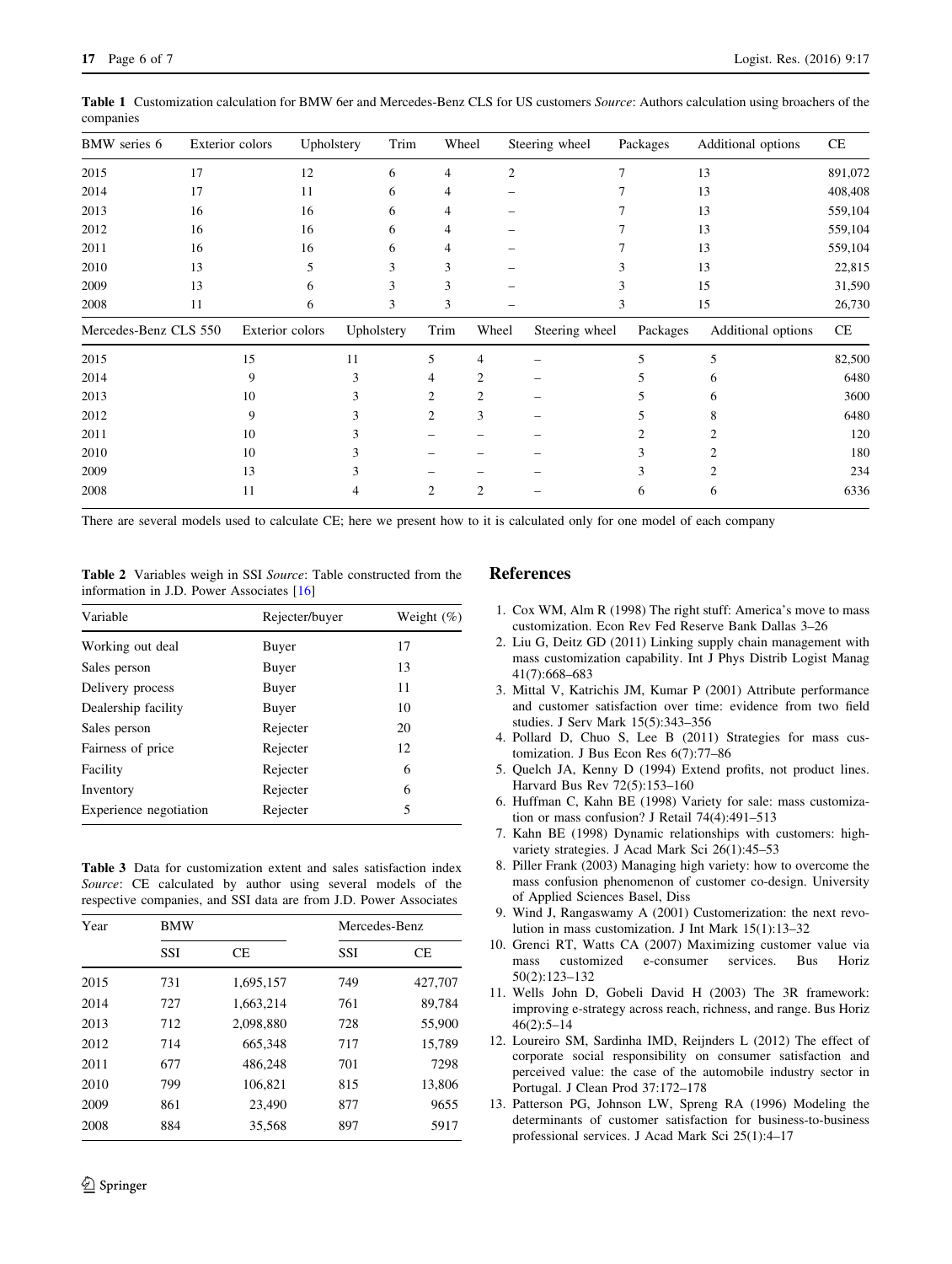**Table 1** Customization calculation for BMW 6er and Mercedes-Benz CLS for US customers *Source*: Authors calculation using broachers of the companies

| BMW series 6 | Exterior colors | Upholstery | Trim | Wheel | Steering wheel | Packages | Additional options | CE |
|---|---|---|---|---|---|---|---|---|
| 2015 | 17 | 12 | 6 | 4 | 2 | 7 | 13 | 891,072 |
| 2014 | 17 | 11 | 6 | 4 | – | 7 | 13 | 408,408 |
| 2013 | 16 | 16 | 6 | 4 | – | 7 | 13 | 559,104 |
| 2012 | 16 | 16 | 6 | 4 | – | 7 | 13 | 559,104 |
| 2011 | 16 | 16 | 6 | 4 | – | 7 | 13 | 559,104 |
| 2010 | 13 | 5 | 3 | 3 | – | 3 | 13 | 22,815 |
| 2009 | 13 | 6 | 3 | 3 | – | 3 | 15 | 31,590 |
| 2008 | 11 | 6 | 3 | 3 | – | 3 | 15 | 26,730 |
| **Mercedes-Benz CLS 550** | **Exterior colors** | **Upholstery** | **Trim** | **Wheel** | **Steering wheel** | **Packages** | **Additional options** | **CE** |
| 2015 | 15 | 11 | 5 | 4 | – | 5 | 5 | 82,500 |
| 2014 | 9 | 3 | 4 | 2 | – | 5 | 6 | 6480 |
| 2013 | 10 | 3 | 2 | 2 | – | 5 | 6 | 3600 |
| 2012 | 9 | 3 | 2 | 3 | – | 5 | 8 | 6480 |
| 2011 | 10 | 3 | – | – | – | 2 | 2 | 120 |
| 2010 | 10 | 3 | – | – | – | 3 | 2 | 180 |
| 2009 | 13 | 3 | – | – | – | 3 | 2 | 234 |
| 2008 | 11 | 4 | 2 | 2 | – | 6 | 6 | 6336 |

There are several models used to calculate CE; here we present how to it is calculated only for one model of each company

**Table 2** Variables weigh in SSI *Source*: Table constructed from the information in J.D. Power Associates [16]

| Variable | Rejecter/buyer | Weight (%) |
|---|---|---|
| Working out deal | Buyer | 17 |
| Sales person | Buyer | 13 |
| Delivery process | Buyer | 11 |
| Dealership facility | Buyer | 10 |
| Sales person | Rejecter | 20 |
| Fairness of price | Rejecter | 12 |
| Facility | Rejecter | 6 |
| Inventory | Rejecter | 6 |
| Experience negotiation | Rejecter | 5 |

**Table 3** Data for customization extent and sales satisfaction index *Source*: CE calculated by author using several models of the respective companies, and SSI data are from J.D. Power Associates

| Year | BMW | | Mercedes-Benz | |
|---|---|---|---|---|
| | SSI | CE | SSI | CE |
| 2015 | 731 | 1,695,157 | 749 | 427,707 |
| 2014 | 727 | 1,663,214 | 761 | 89,784 |
| 2013 | 712 | 2,098,880 | 728 | 55,900 |
| 2012 | 714 | 665,348 | 717 | 15,789 |
| 2011 | 677 | 486,248 | 701 | 7298 |
| 2010 | 799 | 106,821 | 815 | 13,806 |
| 2009 | 861 | 23,490 | 877 | 9655 |
| 2008 | 884 | 35,568 | 897 | 5917 |

## References

1. Cox WM, Alm R (1998) The right stuff: America's move to mass customization. Econ Rev Fed Reserve Bank Dallas 3–26
2. Liu G, Deitz GD (2011) Linking supply chain management with mass customization capability. Int J Phys Distrib Logist Manag 41(7):668–683
3. Mittal V, Katrichis JM, Kumar P (2001) Attribute performance and customer satisfaction over time: evidence from two field studies. J Serv Mark 15(5):343–356
4. Pollard D, Chuo S, Lee B (2011) Strategies for mass customization. J Bus Econ Res 6(7):77–86
5. Quelch JA, Kenny D (1994) Extend profits, not product lines. Harvard Bus Rev 72(5):153–160
6. Huffman C, Kahn BE (1998) Variety for sale: mass customization or mass confusion? J Retail 74(4):491–513
7. Kahn BE (1998) Dynamic relationships with customers: high-variety strategies. J Acad Mark Sci 26(1):45–53
8. Piller Frank (2003) Managing high variety: how to overcome the mass confusion phenomenon of customer co-design. University of Applied Sciences Basel, Diss
9. Wind J, Rangaswamy A (2001) Customerization: the next revolution in mass customization. J Int Mark 15(1):13–32
10. Grenci RT, Watts CA (2007) Maximizing customer value via mass customized e-consumer services. Bus Horiz 50(2):123–132
11. Wells John D, Gobeli David H (2003) The 3R framework: improving e-strategy across reach, richness, and range. Bus Horiz 46(2):5–14
12. Loureiro SM, Sardinha IMD, Reijnders L (2012) The effect of corporate social responsibility on consumer satisfaction and perceived value: the case of the automobile industry sector in Portugal. J Clean Prod 37:172–178
13. Patterson PG, Johnson LW, Spreng RA (1996) Modeling the determinants of customer satisfaction for business-to-business professional services. J Acad Mark Sci 25(1):4–17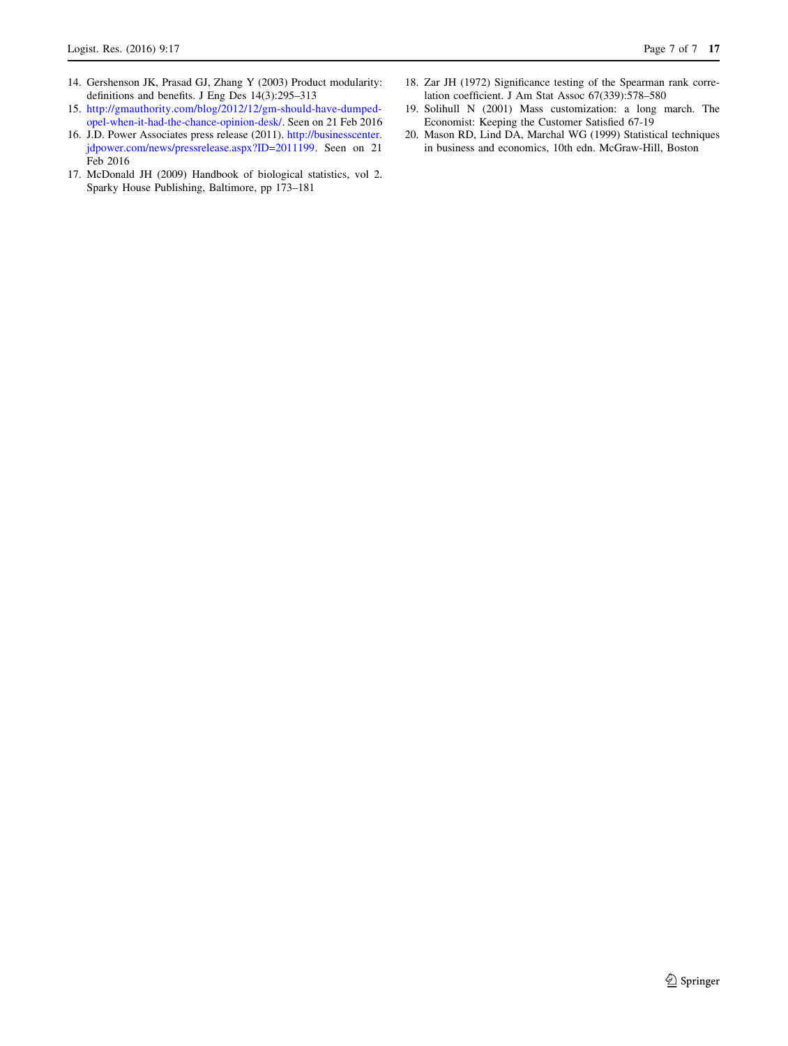14. Gershenson JK, Prasad GJ, Zhang Y (2003) Product modularity: definitions and benefits. J Eng Des 14(3):295–313
15. http://gmauthority.com/blog/2012/12/gm-should-have-dumped-opel-when-it-had-the-chance-opinion-desk/. Seen on 21 Feb 2016
16. J.D. Power Associates press release (2011). http://businesscenter.jdpower.com/news/pressrelease.aspx?ID=2011199. Seen on 21 Feb 2016
17. McDonald JH (2009) Handbook of biological statistics, vol 2. Sparky House Publishing, Baltimore, pp 173–181
18. Zar JH (1972) Significance testing of the Spearman rank correlation coefficient. J Am Stat Assoc 67(339):578–580
19. Solihull N (2001) Mass customization: a long march. The Economist: Keeping the Customer Satisfied 67-19
20. Mason RD, Lind DA, Marchal WG (1999) Statistical techniques in business and economics, 10th edn. McGraw-Hill, Boston